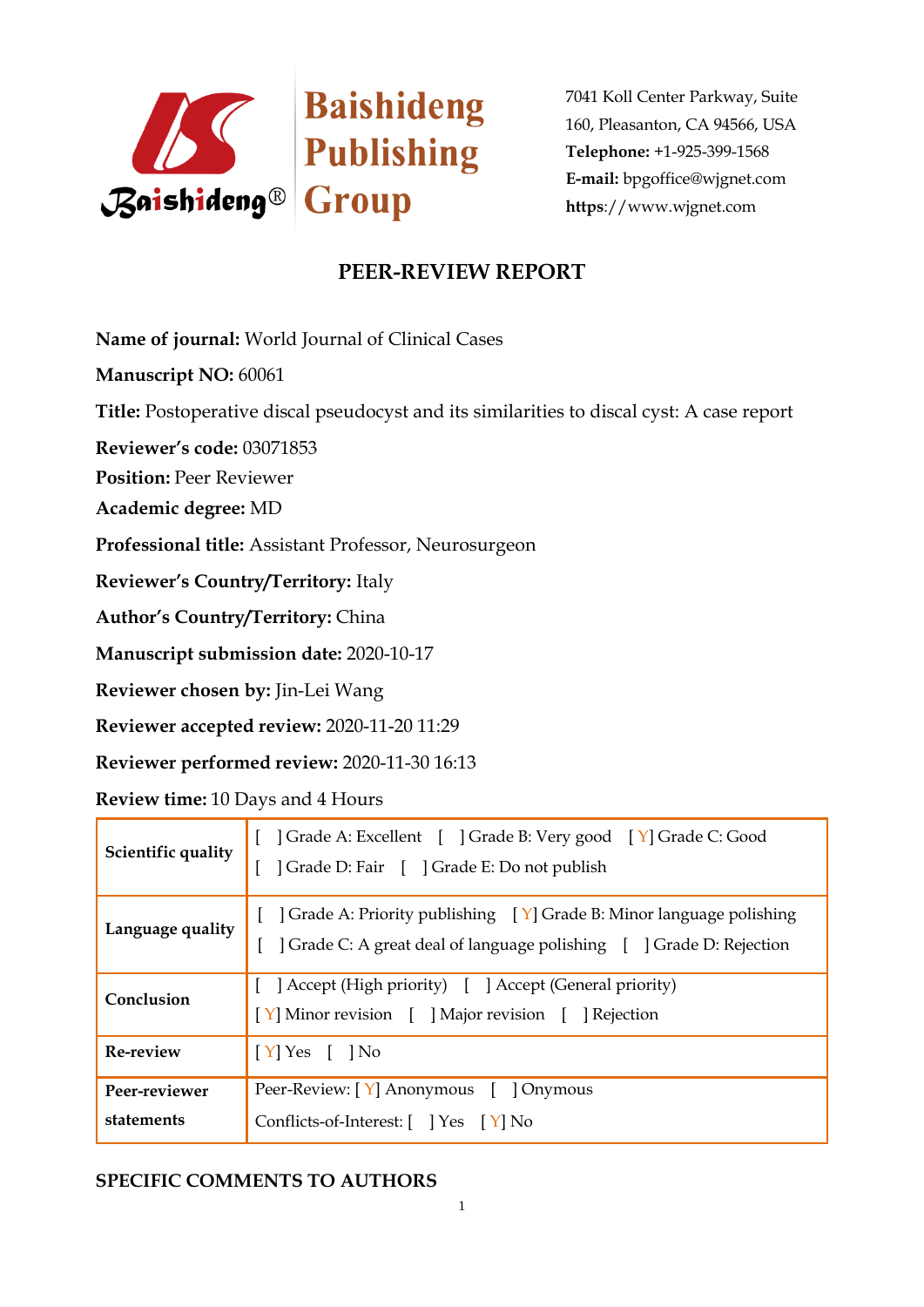Baishideng Publishing Group

7041 Koll Center Parkway, Suite 160, Pleasanton, CA 94566, USA
**Telephone:** +1-925-399-1568
**E-mail:** bpgoffice@wjgnet.com
**https**://www.wjgnet.com

# PEER-REVIEW REPORT

**Name of journal:** World Journal of Clinical Cases

**Manuscript NO:** 60061

**Title:** Postoperative discal pseudocyst and its similarities to discal cyst: A case report

**Reviewer's code:** 03071853

**Position:** Peer Reviewer

**Academic degree:** MD

**Professional title:** Assistant Professor, Neurosurgeon

**Reviewer's Country/Territory:** Italy

**Author's Country/Territory:** China

**Manuscript submission date:** 2020-10-17

**Reviewer chosen by:** Jin-Lei Wang

**Reviewer accepted review:** 2020-11-20 11:29

**Reviewer performed review:** 2020-11-30 16:13

**Review time:** 10 Days and 4 Hours

| | |
|---|---|
| **Scientific quality** | [ ] Grade A: Excellent [ ] Grade B: Very good [Y] Grade C: Good<br>[ ] Grade D: Fair [ ] Grade E: Do not publish |
| **Language quality** | [ ] Grade A: Priority publishing [Y] Grade B: Minor language polishing<br>[ ] Grade C: A great deal of language polishing [ ] Grade D: Rejection |
| **Conclusion** | [ ] Accept (High priority) [ ] Accept (General priority)<br>[Y] Minor revision [ ] Major revision [ ] Rejection |
| **Re-review** | [Y] Yes [ ] No |
| **Peer-reviewer statements** | Peer-Review: [Y] Anonymous [ ] Onymous<br>Conflicts-of-Interest: [ ] Yes [Y] No |

## SPECIFIC COMMENTS TO AUTHORS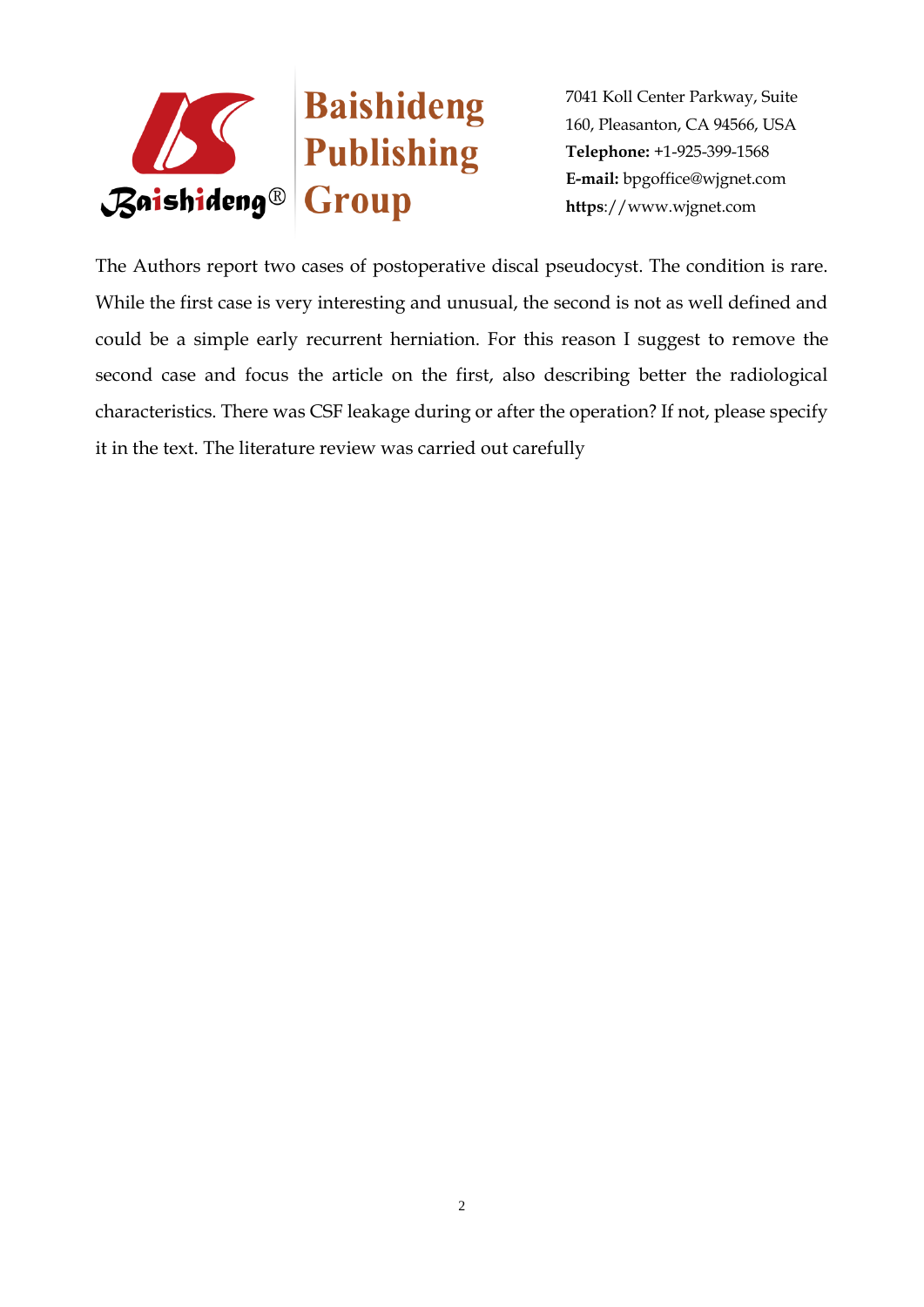The Authors report two cases of postoperative discal pseudocyst. The condition is rare. While the first case is very interesting and unusual, the second is not as well defined and could be a simple early recurrent herniation. For this reason I suggest to remove the second case and focus the article on the first, also describing better the radiological characteristics. There was CSF leakage during or after the operation? If not, please specify it in the text. The literature review was carried out carefully